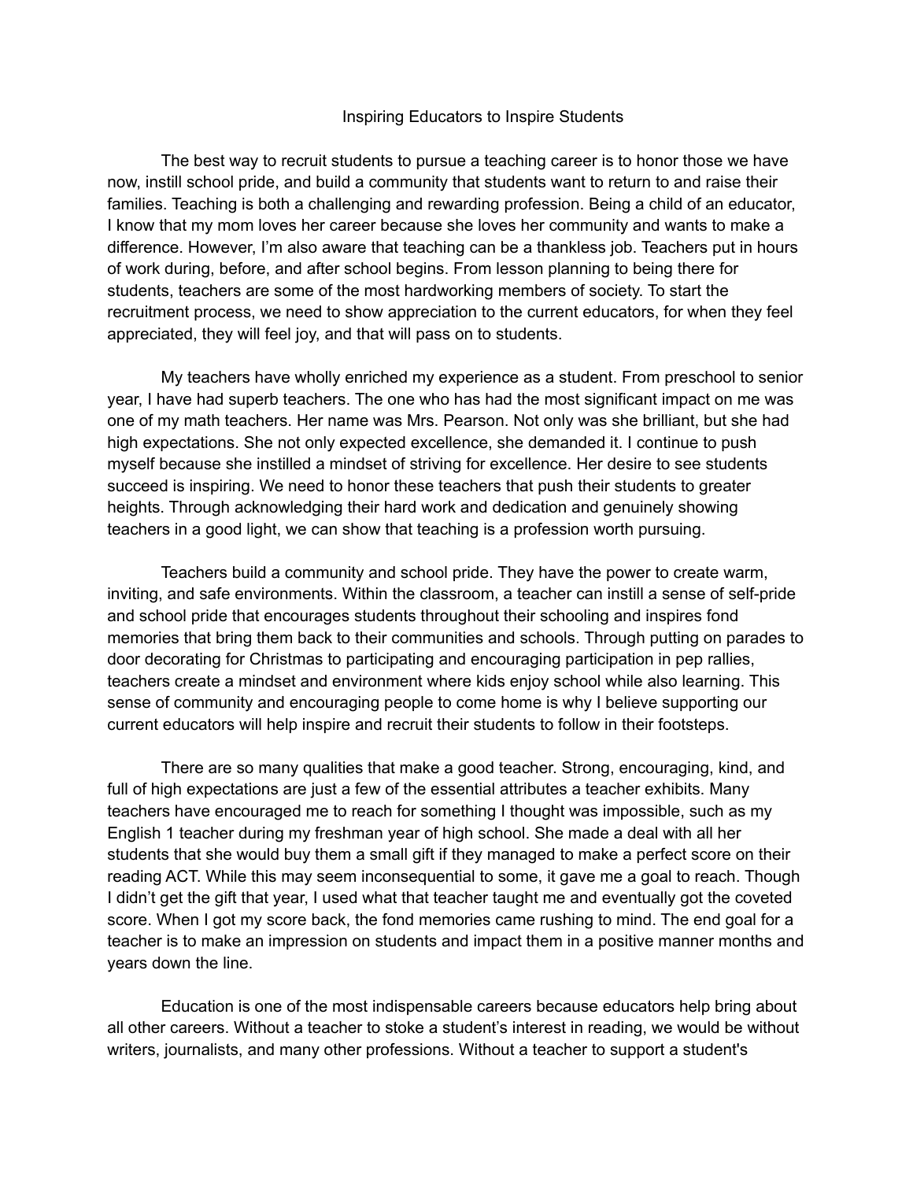# Inspiring Educators to Inspire Students

The best way to recruit students to pursue a teaching career is to honor those we have now, instill school pride, and build a community that students want to return to and raise their families. Teaching is both a challenging and rewarding profession. Being a child of an educator, I know that my mom loves her career because she loves her community and wants to make a difference. However, I'm also aware that teaching can be a thankless job. Teachers put in hours of work during, before, and after school begins. From lesson planning to being there for students, teachers are some of the most hardworking members of society. To start the recruitment process, we need to show appreciation to the current educators, for when they feel appreciated, they will feel joy, and that will pass on to students.

My teachers have wholly enriched my experience as a student. From preschool to senior year, I have had superb teachers. The one who has had the most significant impact on me was one of my math teachers. Her name was Mrs. Pearson. Not only was she brilliant, but she had high expectations. She not only expected excellence, she demanded it. I continue to push myself because she instilled a mindset of striving for excellence. Her desire to see students succeed is inspiring. We need to honor these teachers that push their students to greater heights. Through acknowledging their hard work and dedication and genuinely showing teachers in a good light, we can show that teaching is a profession worth pursuing.

Teachers build a community and school pride. They have the power to create warm, inviting, and safe environments. Within the classroom, a teacher can instill a sense of self-pride and school pride that encourages students throughout their schooling and inspires fond memories that bring them back to their communities and schools. Through putting on parades to door decorating for Christmas to participating and encouraging participation in pep rallies, teachers create a mindset and environment where kids enjoy school while also learning. This sense of community and encouraging people to come home is why I believe supporting our current educators will help inspire and recruit their students to follow in their footsteps.

There are so many qualities that make a good teacher. Strong, encouraging, kind, and full of high expectations are just a few of the essential attributes a teacher exhibits. Many teachers have encouraged me to reach for something I thought was impossible, such as my English 1 teacher during my freshman year of high school. She made a deal with all her students that she would buy them a small gift if they managed to make a perfect score on their reading ACT. While this may seem inconsequential to some, it gave me a goal to reach. Though I didn't get the gift that year, I used what that teacher taught me and eventually got the coveted score. When I got my score back, the fond memories came rushing to mind. The end goal for a teacher is to make an impression on students and impact them in a positive manner months and years down the line.

Education is one of the most indispensable careers because educators help bring about all other careers. Without a teacher to stoke a student's interest in reading, we would be without writers, journalists, and many other professions. Without a teacher to support a student's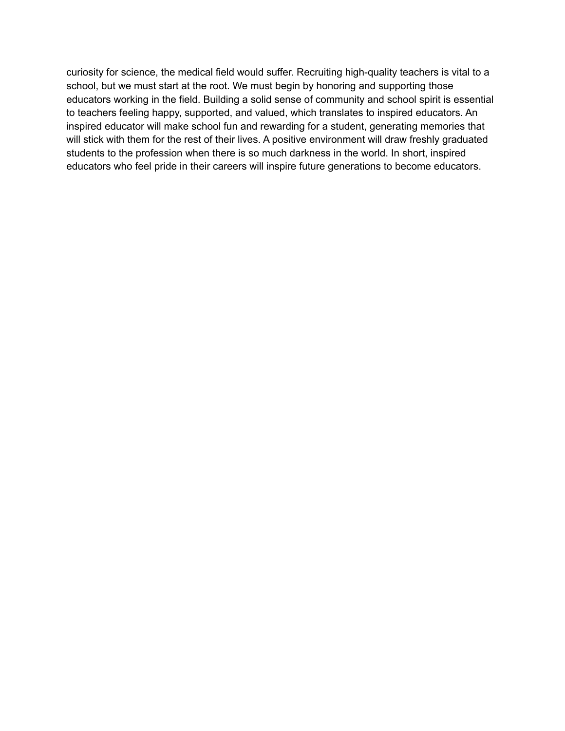curiosity for science, the medical field would suffer. Recruiting high-quality teachers is vital to a school, but we must start at the root. We must begin by honoring and supporting those educators working in the field. Building a solid sense of community and school spirit is essential to teachers feeling happy, supported, and valued, which translates to inspired educators. An inspired educator will make school fun and rewarding for a student, generating memories that will stick with them for the rest of their lives. A positive environment will draw freshly graduated students to the profession when there is so much darkness in the world. In short, inspired educators who feel pride in their careers will inspire future generations to become educators.